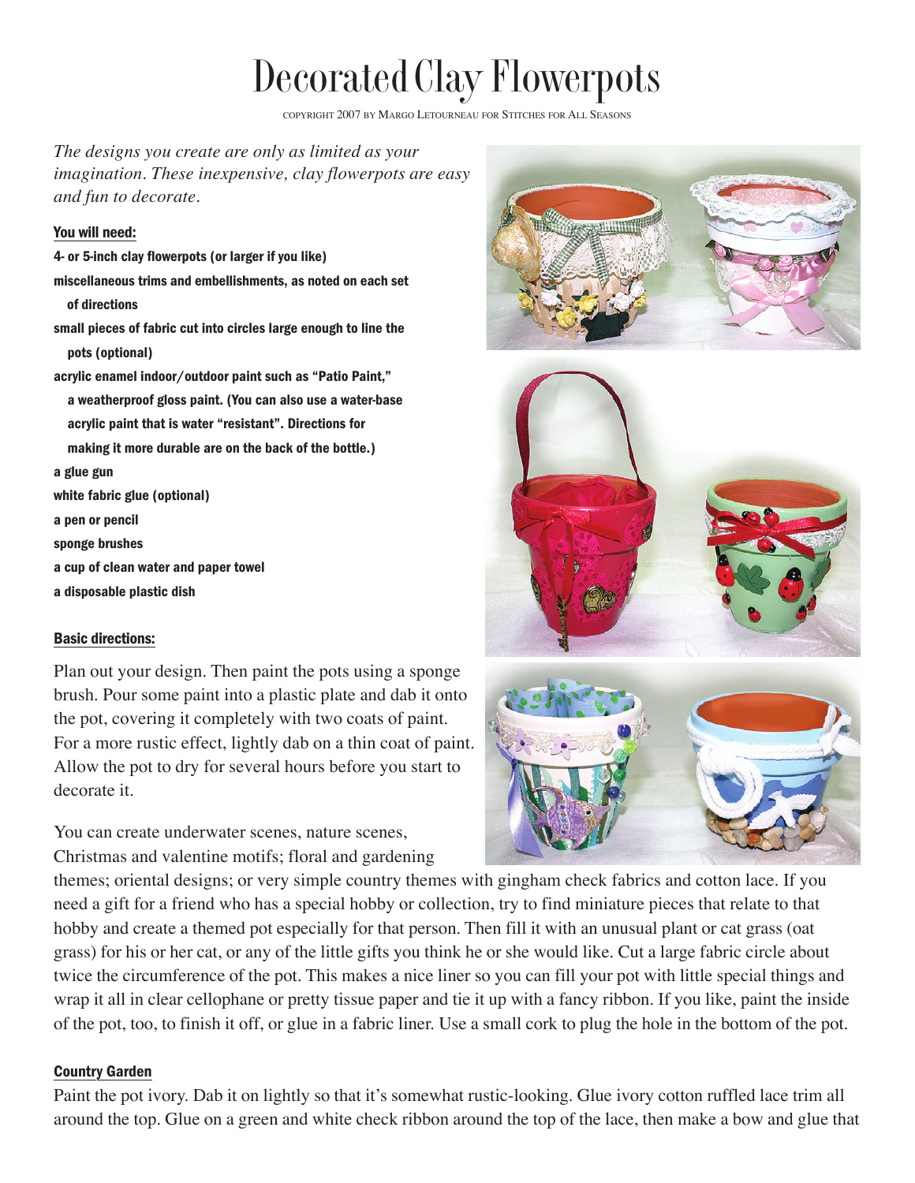# Decorated Clay Flowerpots

COPYRIGHT 2007 BY MARGO LETOURNEAU FOR STITCHES FOR ALL SEASONS

*The designs you create are only as limited as your imagination. These inexpensive, clay flowerpots are easy and fun to decorate.*

## You will need:

- 4- or 5-inch clay flowerpots (or larger if you like)
- miscellaneous trims and embellishments, as noted on each set of directions
- small pieces of fabric cut into circles large enough to line the pots (optional)
- acrylic enamel indoor/outdoor paint such as "Patio Paint," a weatherproof gloss paint. (You can also use a water-base acrylic paint that is water "resistant". Directions for making it more durable are on the back of the bottle.)
- a glue gun
- white fabric glue (optional)
- a pen or pencil
- sponge brushes
- a cup of clean water and paper towel
- a disposable plastic dish

## Basic directions:

Plan out your design. Then paint the pots using a sponge brush. Pour some paint into a plastic plate and dab it onto the pot, covering it completely with two coats of paint. For a more rustic effect, lightly dab on a thin coat of paint. Allow the pot to dry for several hours before you start to decorate it.

You can create underwater scenes, nature scenes, Christmas and valentine motifs; floral and gardening themes; oriental designs; or very simple country themes with gingham check fabrics and cotton lace. If you need a gift for a friend who has a special hobby or collection, try to find miniature pieces that relate to that hobby and create a themed pot especially for that person. Then fill it with an unusual plant or cat grass (oat grass) for his or her cat, or any of the little gifts you think he or she would like. Cut a large fabric circle about twice the circumference of the pot. This makes a nice liner so you can fill your pot with little special things and wrap it all in clear cellophane or pretty tissue paper and tie it up with a fancy ribbon. If you like, paint the inside of the pot, too, to finish it off, or glue in a fabric liner. Use a small cork to plug the hole in the bottom of the pot.

## Country Garden

Paint the pot ivory. Dab it on lightly so that it's somewhat rustic-looking. Glue ivory cotton ruffled lace trim all around the top. Glue on a green and white check ribbon around the top of the lace, then make a bow and glue that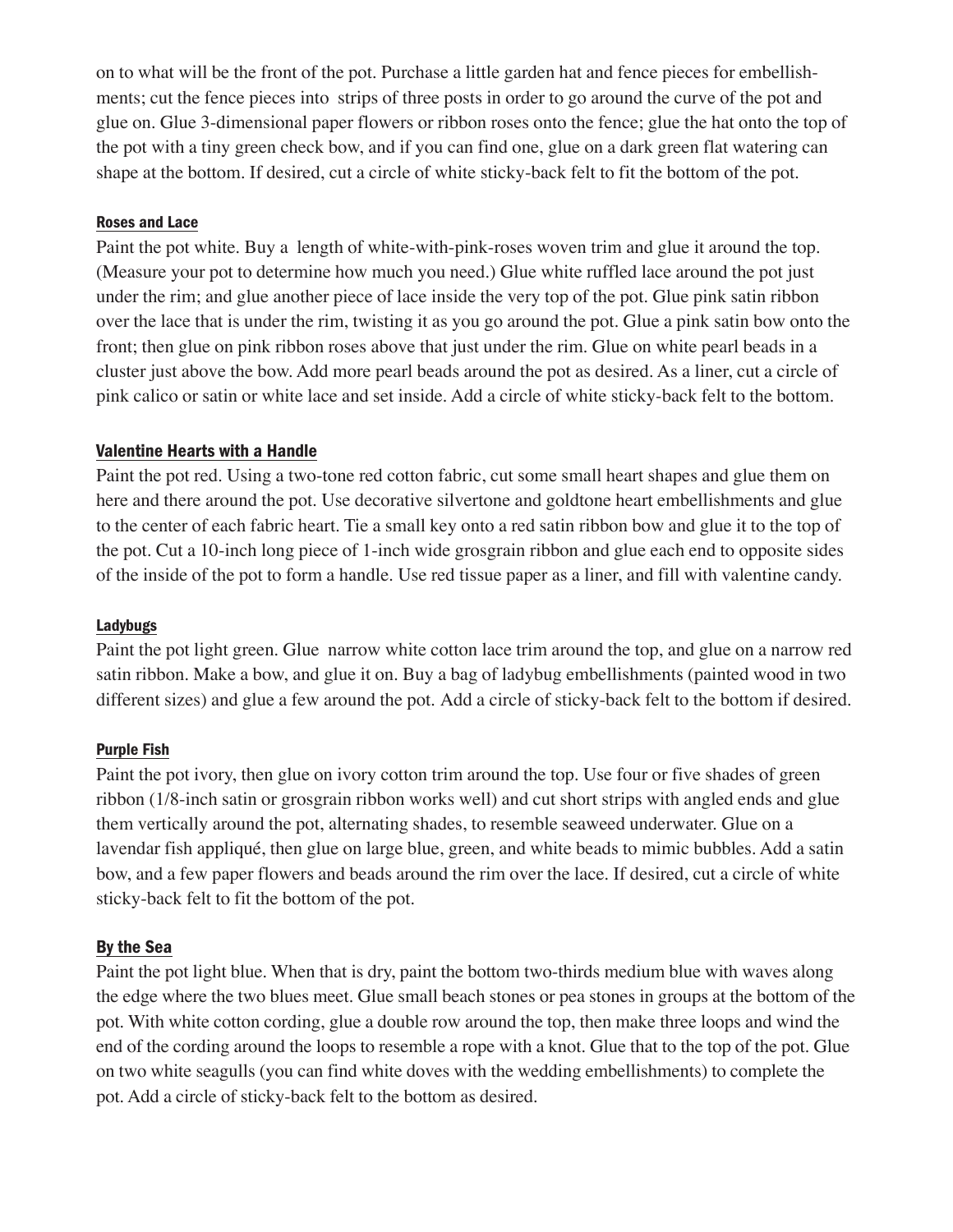on to what will be the front of the pot. Purchase a little garden hat and fence pieces for embellishments; cut the fence pieces into strips of three posts in order to go around the curve of the pot and glue on. Glue 3-dimensional paper flowers or ribbon roses onto the fence; glue the hat onto the top of the pot with a tiny green check bow, and if you can find one, glue on a dark green flat watering can shape at the bottom. If desired, cut a circle of white sticky-back felt to fit the bottom of the pot.

### Roses and Lace

Paint the pot white. Buy a length of white-with-pink-roses woven trim and glue it around the top. (Measure your pot to determine how much you need.) Glue white ruffled lace around the pot just under the rim; and glue another piece of lace inside the very top of the pot. Glue pink satin ribbon over the lace that is under the rim, twisting it as you go around the pot. Glue a pink satin bow onto the front; then glue on pink ribbon roses above that just under the rim. Glue on white pearl beads in a cluster just above the bow. Add more pearl beads around the pot as desired. As a liner, cut a circle of pink calico or satin or white lace and set inside. Add a circle of white sticky-back felt to the bottom.

### Valentine Hearts with a Handle

Paint the pot red. Using a two-tone red cotton fabric, cut some small heart shapes and glue them on here and there around the pot. Use decorative silvertone and goldtone heart embellishments and glue to the center of each fabric heart. Tie a small key onto a red satin ribbon bow and glue it to the top of the pot. Cut a 10-inch long piece of 1-inch wide grosgrain ribbon and glue each end to opposite sides of the inside of the pot to form a handle. Use red tissue paper as a liner, and fill with valentine candy.

### Ladybugs

Paint the pot light green. Glue narrow white cotton lace trim around the top, and glue on a narrow red satin ribbon. Make a bow, and glue it on. Buy a bag of ladybug embellishments (painted wood in two different sizes) and glue a few around the pot. Add a circle of sticky-back felt to the bottom if desired.

### Purple Fish

Paint the pot ivory, then glue on ivory cotton trim around the top. Use four or five shades of green ribbon (1/8-inch satin or grosgrain ribbon works well) and cut short strips with angled ends and glue them vertically around the pot, alternating shades, to resemble seaweed underwater. Glue on a lavendar fish appliqué, then glue on large blue, green, and white beads to mimic bubbles. Add a satin bow, and a few paper flowers and beads around the rim over the lace. If desired, cut a circle of white sticky-back felt to fit the bottom of the pot.

### By the Sea

Paint the pot light blue. When that is dry, paint the bottom two-thirds medium blue with waves along the edge where the two blues meet. Glue small beach stones or pea stones in groups at the bottom of the pot. With white cotton cording, glue a double row around the top, then make three loops and wind the end of the cording around the loops to resemble a rope with a knot. Glue that to the top of the pot. Glue on two white seagulls (you can find white doves with the wedding embellishments) to complete the pot. Add a circle of sticky-back felt to the bottom as desired.